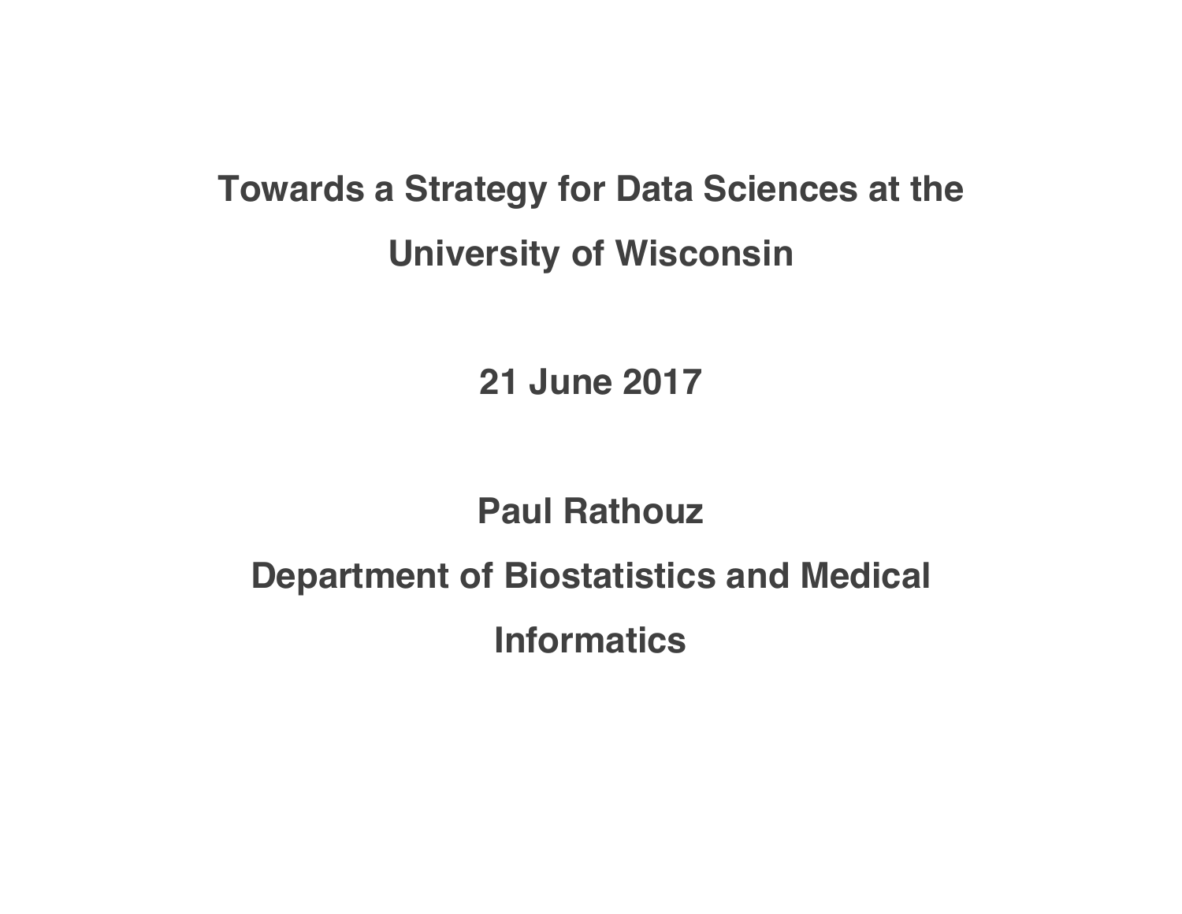# Towards a Strategy for Data Sciences at the University of Wisconsin

**21 June 2017**

**Paul Rathouz**

**Department of Biostatistics and Medical Informatics**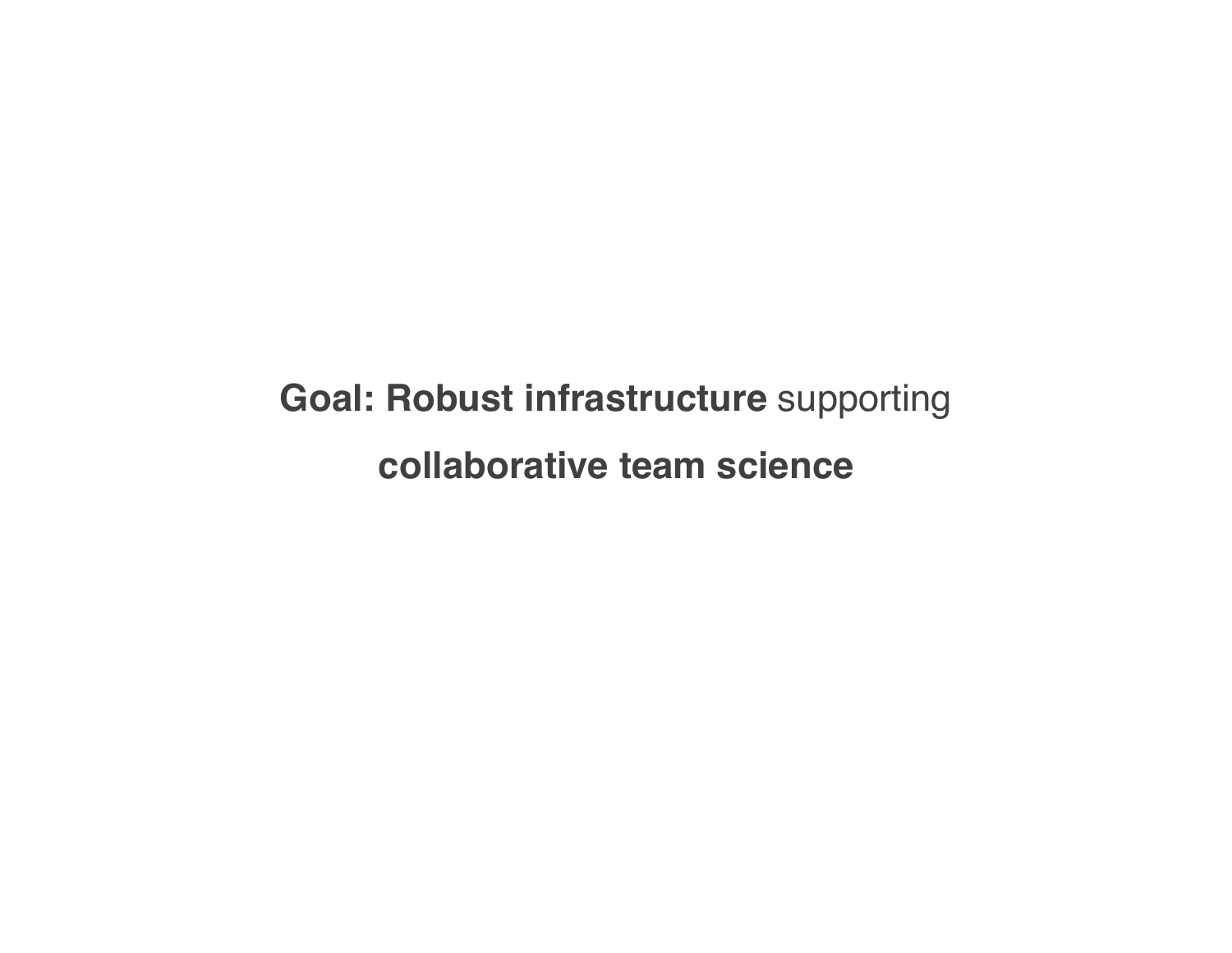**Goal: Robust infrastructure** supporting **collaborative team science**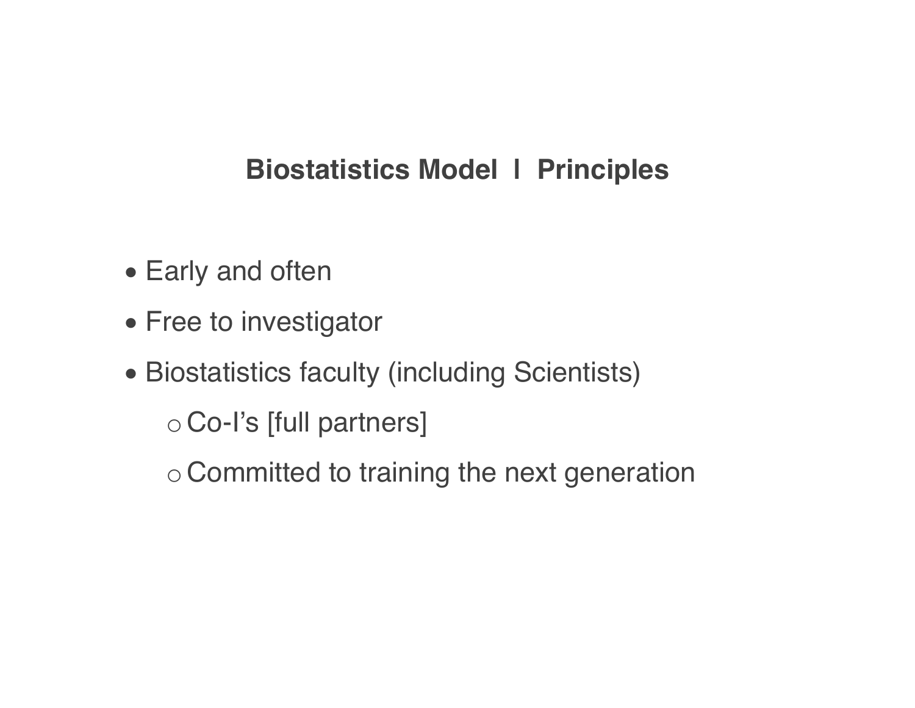## Biostatistics Model | Principles

- Early and often
- Free to investigator
- Biostatistics faculty (including Scientists)
  - Co-I's [full partners]
  - Committed to training the next generation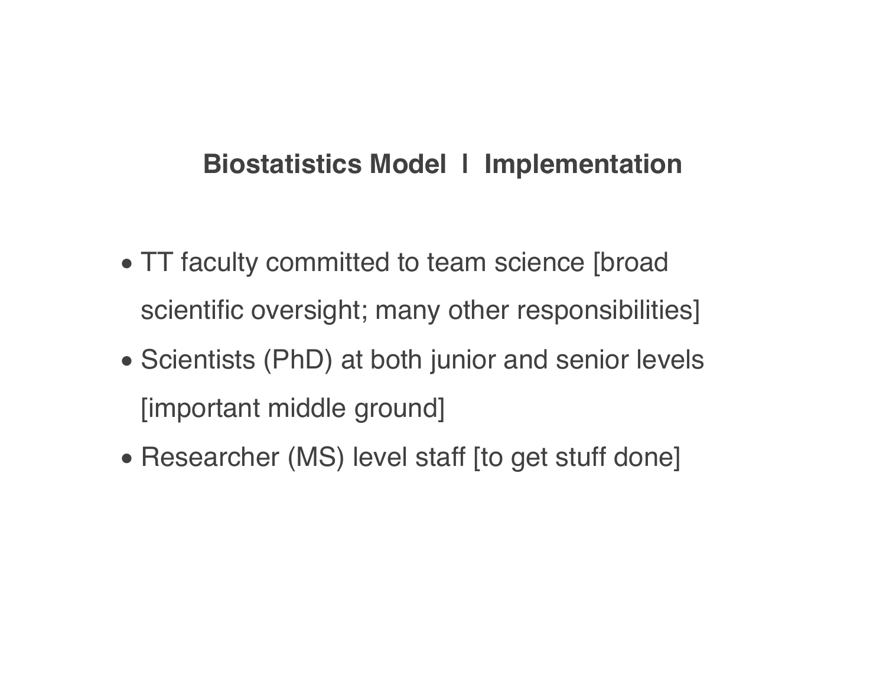## Biostatistics Model I Implementation

- TT faculty committed to team science [broad scientific oversight; many other responsibilities]
- Scientists (PhD) at both junior and senior levels [important middle ground]
- Researcher (MS) level staff [to get stuff done]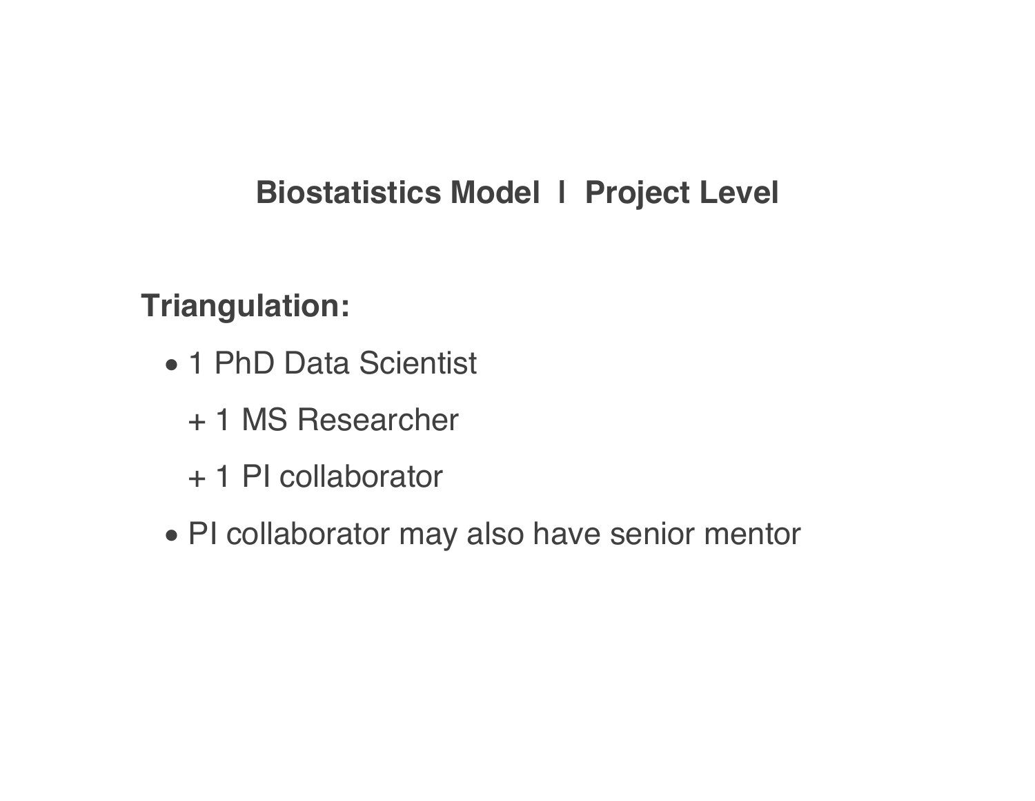## Biostatistics Model | Project Level

**Triangulation:**

- 1 PhD Data Scientist

  + 1 MS Researcher

  + 1 PI collaborator

- PI collaborator may also have senior mentor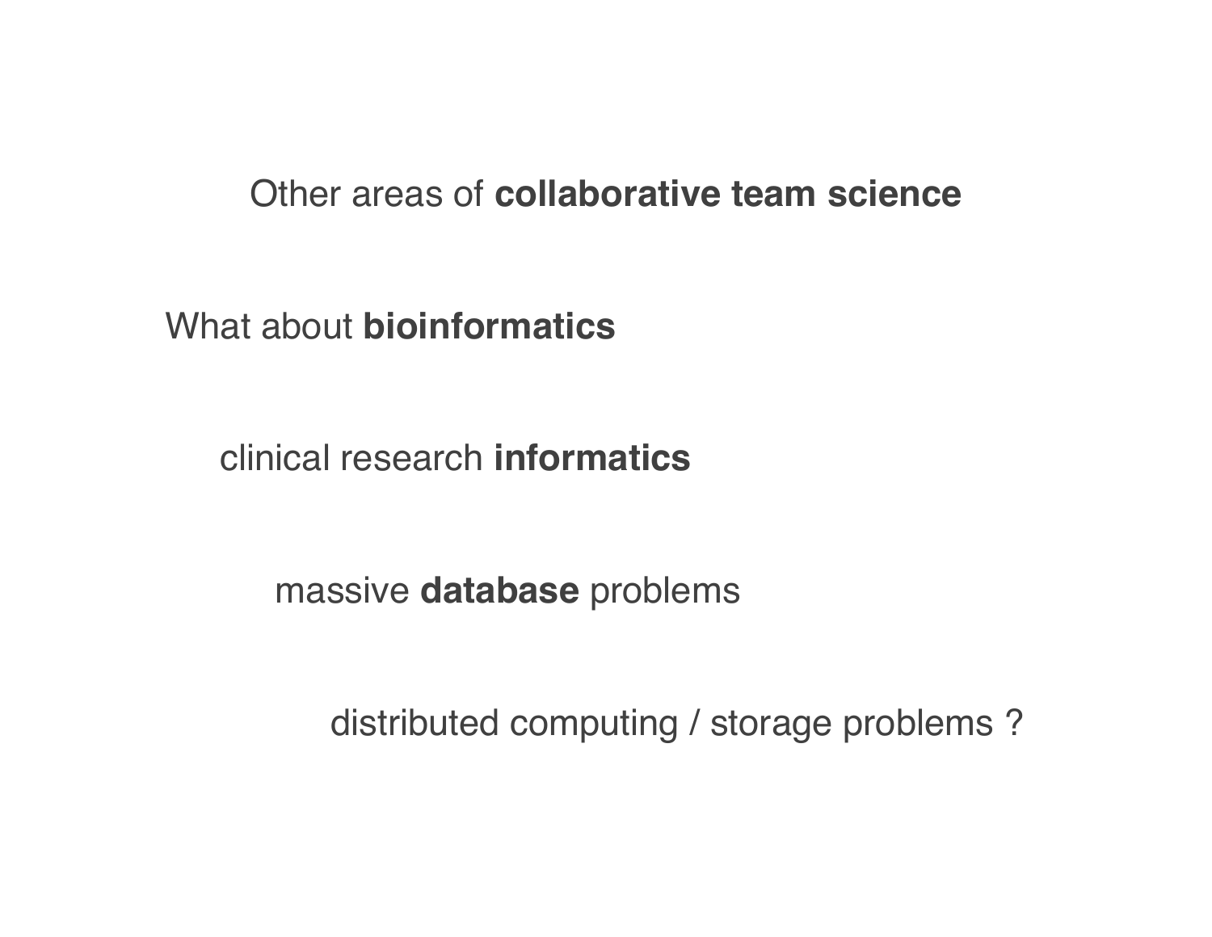Other areas of **collaborative team science**

What about **bioinformatics**

clinical research **informatics**

massive **database** problems

distributed computing / storage problems ?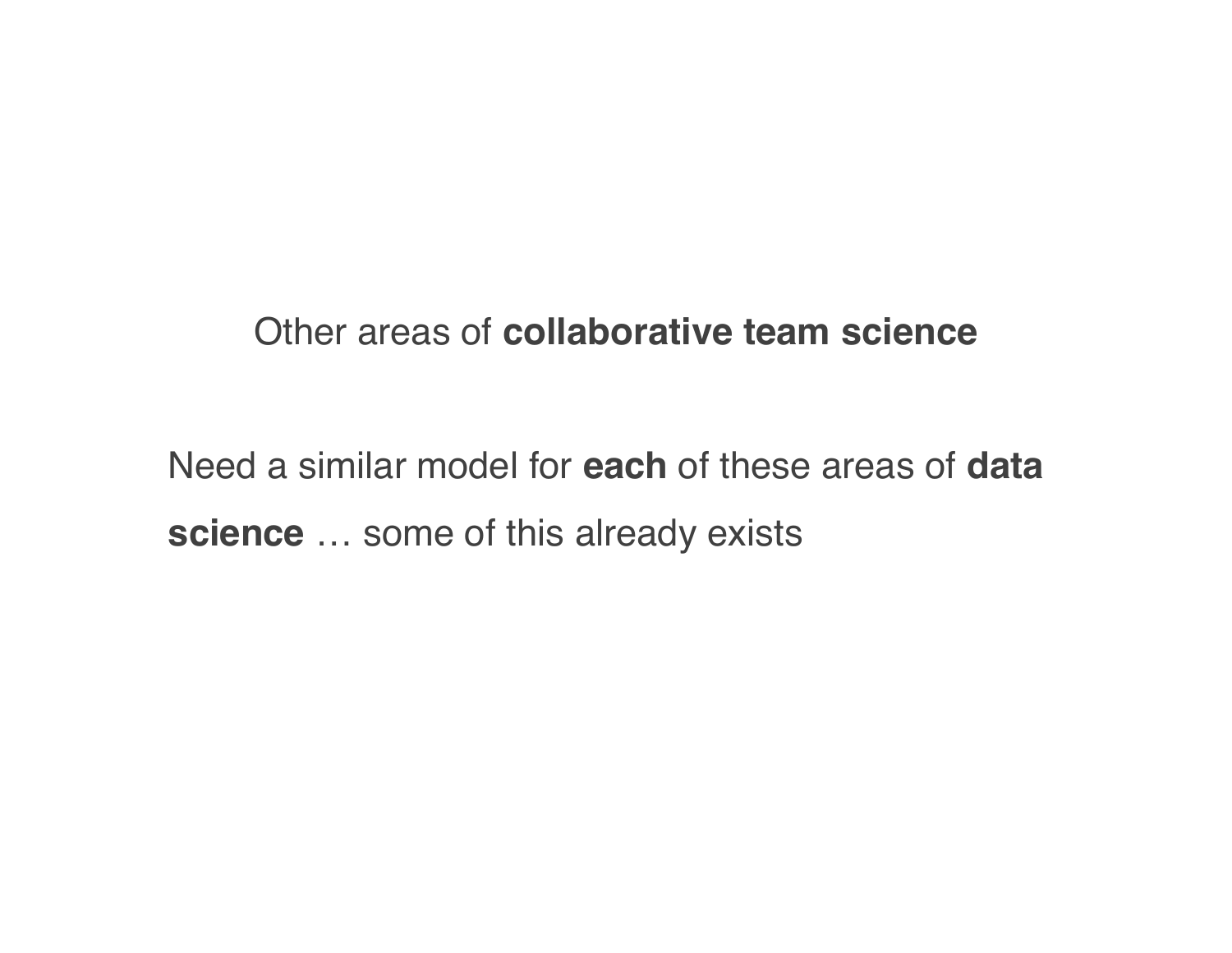Other areas of **collaborative team science**

Need a similar model for **each** of these areas of **data science** … some of this already exists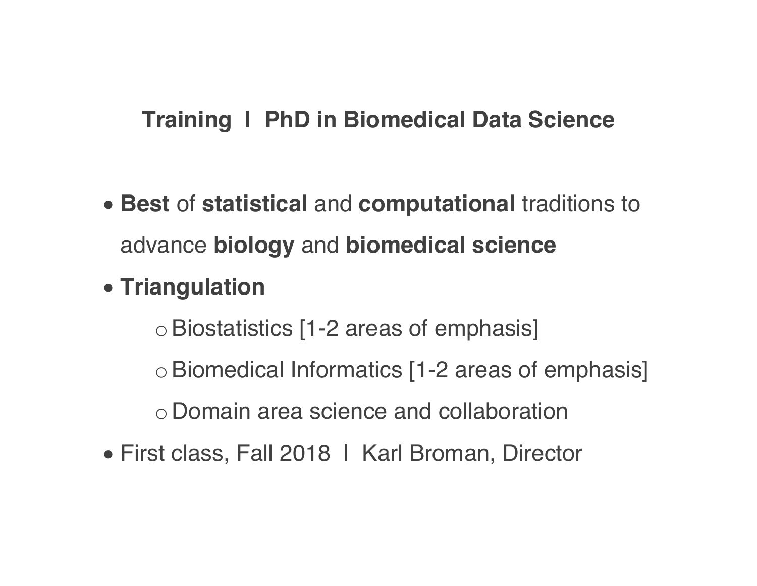## Training l PhD in Biomedical Data Science

- **Best** of **statistical** and **computational** traditions to advance **biology** and **biomedical science**
- **Triangulation**
  - Biostatistics [1-2 areas of emphasis]
  - Biomedical Informatics [1-2 areas of emphasis]
  - Domain area science and collaboration
- First class, Fall 2018 l Karl Broman, Director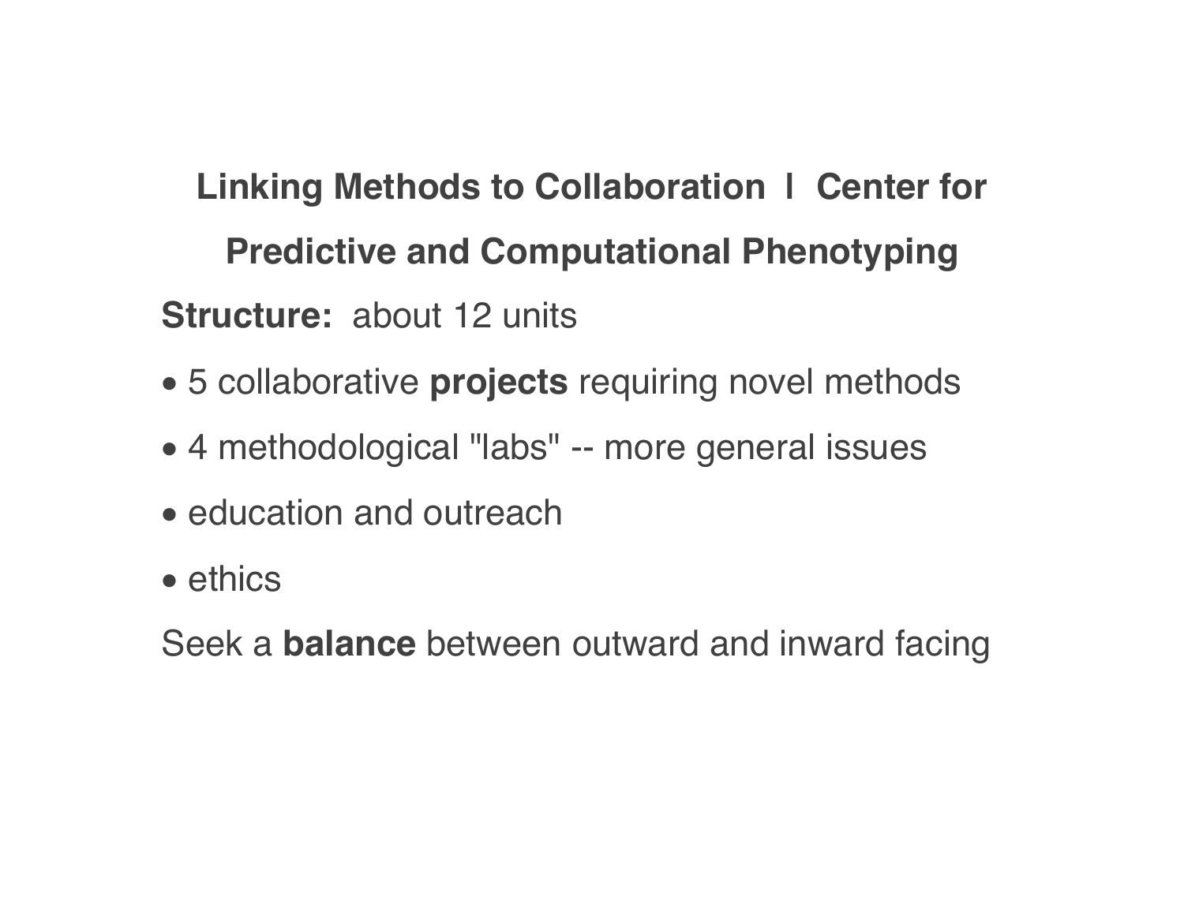## Linking Methods to Collaboration l Center for Predictive and Computational Phenotyping

**Structure:** about 12 units

- 5 collaborative **projects** requiring novel methods
- 4 methodological "labs" -- more general issues
- education and outreach
- ethics

Seek a **balance** between outward and inward facing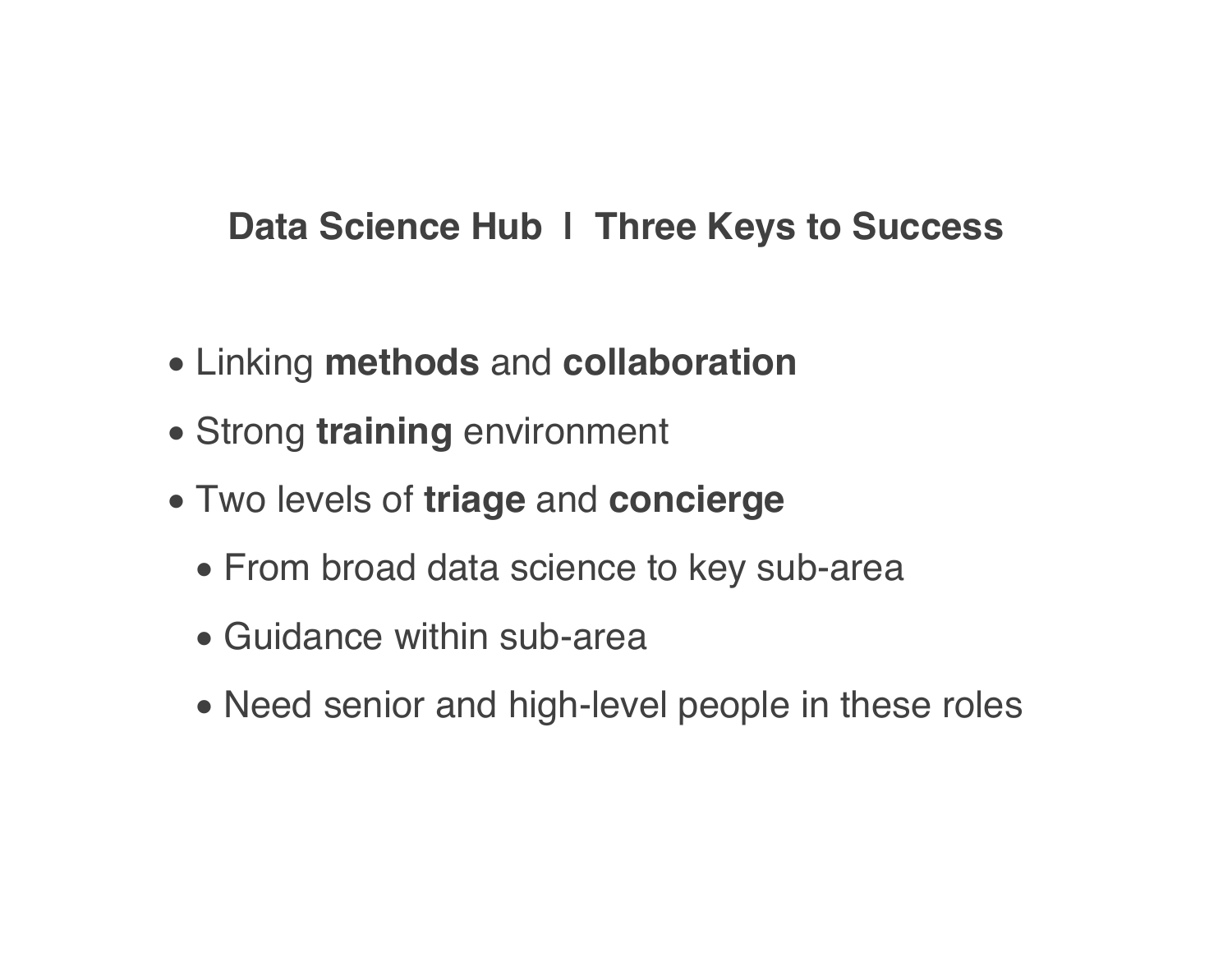## Data Science Hub l Three Keys to Success

- Linking **methods** and **collaboration**
- Strong **training** environment
- Two levels of **triage** and **concierge**
  - From broad data science to key sub-area
  - Guidance within sub-area
  - Need senior and high-level people in these roles